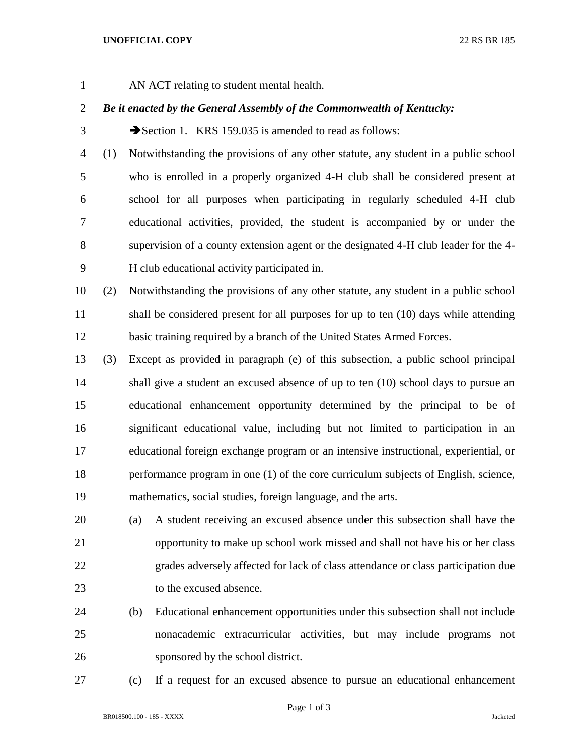AN ACT relating to student mental health.

***Be it enacted by the General Assembly of the Commonwealth of Kentucky:***

➔Section 1. KRS 159.035 is amended to read as follows:

(1) Notwithstanding the provisions of any other statute, any student in a public school who is enrolled in a properly organized 4-H club shall be considered present at school for all purposes when participating in regularly scheduled 4-H club educational activities, provided, the student is accompanied by or under the supervision of a county extension agent or the designated 4-H club leader for the 4-H club educational activity participated in.

(2) Notwithstanding the provisions of any other statute, any student in a public school shall be considered present for all purposes for up to ten (10) days while attending basic training required by a branch of the United States Armed Forces.

(3) Except as provided in paragraph (e) of this subsection, a public school principal shall give a student an excused absence of up to ten (10) school days to pursue an educational enhancement opportunity determined by the principal to be of significant educational value, including but not limited to participation in an educational foreign exchange program or an intensive instructional, experiential, or performance program in one (1) of the core curriculum subjects of English, science, mathematics, social studies, foreign language, and the arts.

(a) A student receiving an excused absence under this subsection shall have the opportunity to make up school work missed and shall not have his or her class grades adversely affected for lack of class attendance or class participation due to the excused absence.

(b) Educational enhancement opportunities under this subsection shall not include nonacademic extracurricular activities, but may include programs not sponsored by the school district.

(c) If a request for an excused absence to pursue an educational enhancement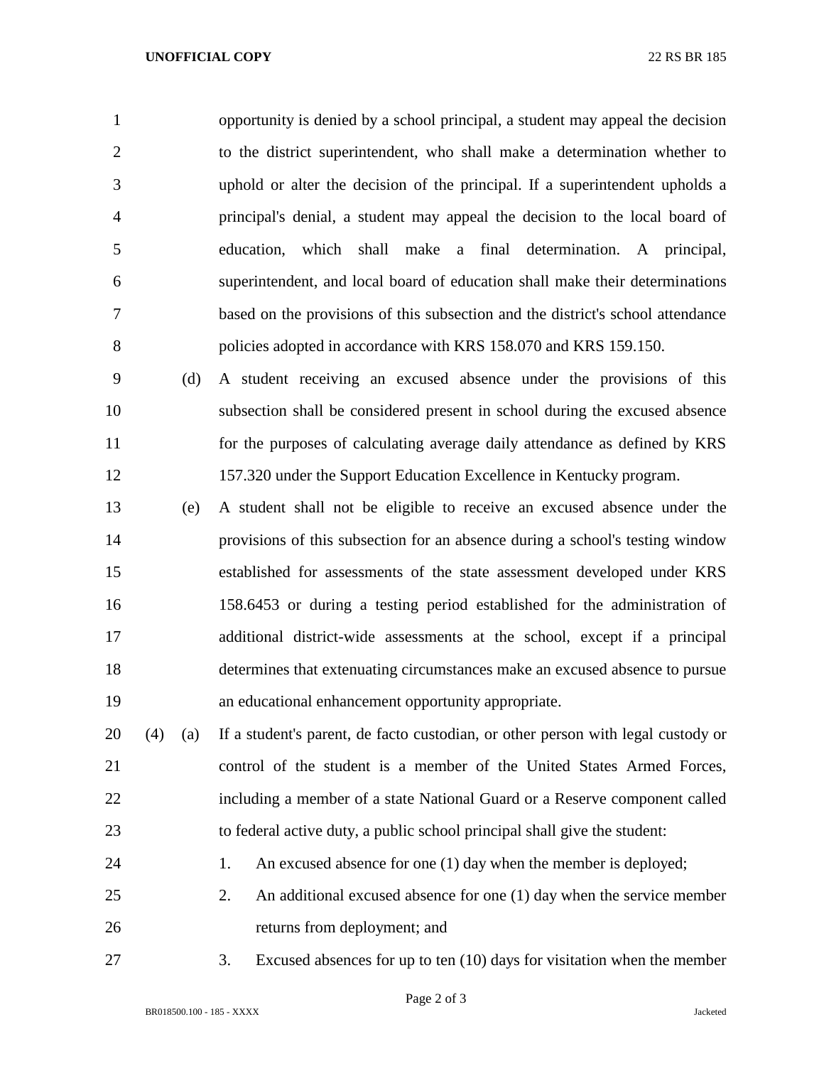opportunity is denied by a school principal, a student may appeal the decision to the district superintendent, who shall make a determination whether to uphold or alter the decision of the principal. If a superintendent upholds a principal's denial, a student may appeal the decision to the local board of education, which shall make a final determination. A principal, superintendent, and local board of education shall make their determinations based on the provisions of this subsection and the district's school attendance policies adopted in accordance with KRS 158.070 and KRS 159.150.

(d) A student receiving an excused absence under the provisions of this subsection shall be considered present in school during the excused absence for the purposes of calculating average daily attendance as defined by KRS 157.320 under the Support Education Excellence in Kentucky program.

(e) A student shall not be eligible to receive an excused absence under the provisions of this subsection for an absence during a school's testing window established for assessments of the state assessment developed under KRS 158.6453 or during a testing period established for the administration of additional district-wide assessments at the school, except if a principal determines that extenuating circumstances make an excused absence to pursue an educational enhancement opportunity appropriate.

(4) (a) If a student's parent, de facto custodian, or other person with legal custody or control of the student is a member of the United States Armed Forces, including a member of a state National Guard or a Reserve component called to federal active duty, a public school principal shall give the student:

1. An excused absence for one (1) day when the member is deployed;
2. An additional excused absence for one (1) day when the service member returns from deployment; and
3. Excused absences for up to ten (10) days for visitation when the member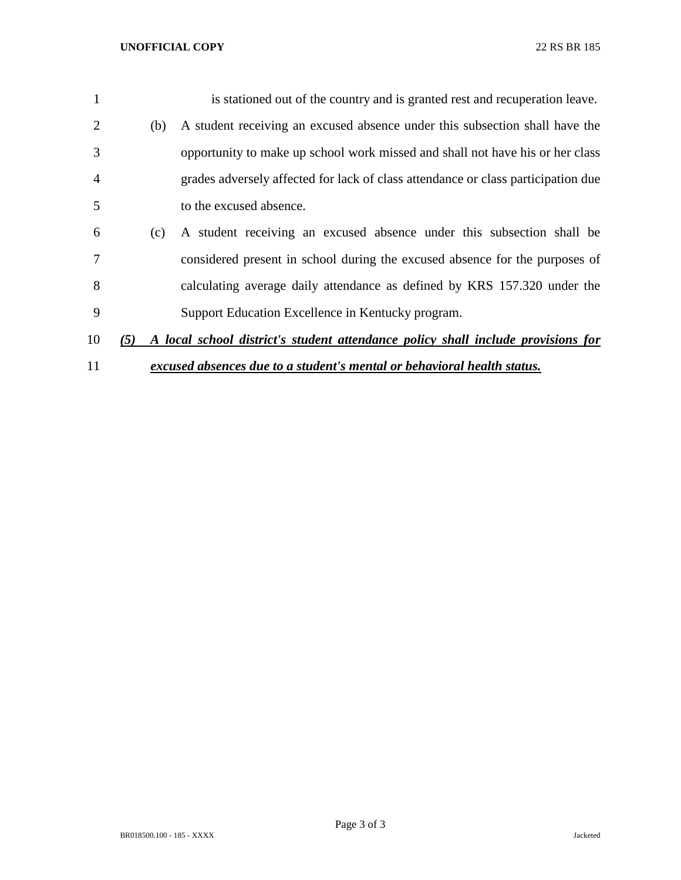is stationed out of the country and is granted rest and recuperation leave.

(b) A student receiving an excused absence under this subsection shall have the opportunity to make up school work missed and shall not have his or her class grades adversely affected for lack of class attendance or class participation due to the excused absence.

(c) A student receiving an excused absence under this subsection shall be considered present in school during the excused absence for the purposes of calculating average daily attendance as defined by KRS 157.320 under the Support Education Excellence in Kentucky program.

***(5) A local school district's student attendance policy shall include provisions for excused absences due to a student's mental or behavioral health status.***